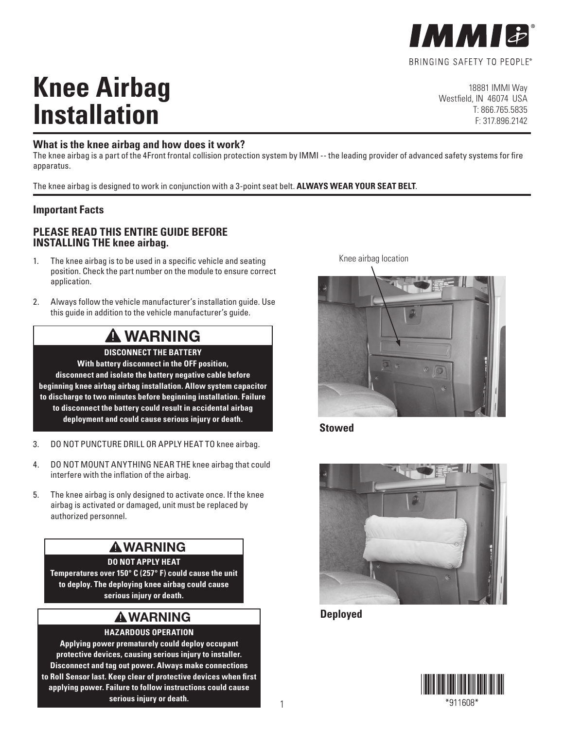BRINGING SAFETY TO PEOPLE®

# Knee Airbag Installation

18881 IMMI Way
Westfield, IN 46074 USA
T: 866.765.5835
F: 317.896.2142

### What is the knee airbag and how does it work?

The knee airbag is a part of the 4Front frontal collision protection system by IMMI -- the leading provider of advanced safety systems for fire apparatus.

The knee airbag is designed to work in conjunction with a 3-point seat belt. **ALWAYS WEAR YOUR SEAT BELT**.

### Important Facts

### PLEASE READ THIS ENTIRE GUIDE BEFORE INSTALLING THE knee airbag.

1. The knee airbag is to be used in a specific vehicle and seating position. Check the part number on the module to ensure correct application.

2. Always follow the vehicle manufacturer's installation guide. Use this guide in addition to the vehicle manufacturer's guide.

> **⚠ WARNING**
>
> **DISCONNECT THE BATTERY**
>
> **With battery disconnect in the OFF position, disconnect and isolate the battery negative cable before beginning knee airbag airbag installation. Allow system capacitor to discharge to two minutes before beginning installation. Failure to disconnect the battery could result in accidental airbag deployment and could cause serious injury or death.**

3. DO NOT PUNCTURE DRILL OR APPLY HEAT TO knee airbag.

4. DO NOT MOUNT ANYTHING NEAR THE knee airbag that could interfere with the inflation of the airbag.

5. The knee airbag is only designed to activate once. If the knee airbag is activated or damaged, unit must be replaced by authorized personnel.

> **⚠ WARNING**
>
> **DO NOT APPLY HEAT**
>
> **Temperatures over 150° C (257° F) could cause the unit to deploy. The deploying knee airbag could cause serious injury or death.**

> **⚠ WARNING**
>
> **HAZARDOUS OPERATION**
>
> **Applying power prematurely could deploy occupant protective devices, causing serious injury to installer. Disconnect and tag out power. Always make connections to Roll Sensor last. Keep clear of protective devices when first applying power. Failure to follow instructions could cause serious injury or death.**

Knee airbag location

**Stowed**

**Deployed**

*911608*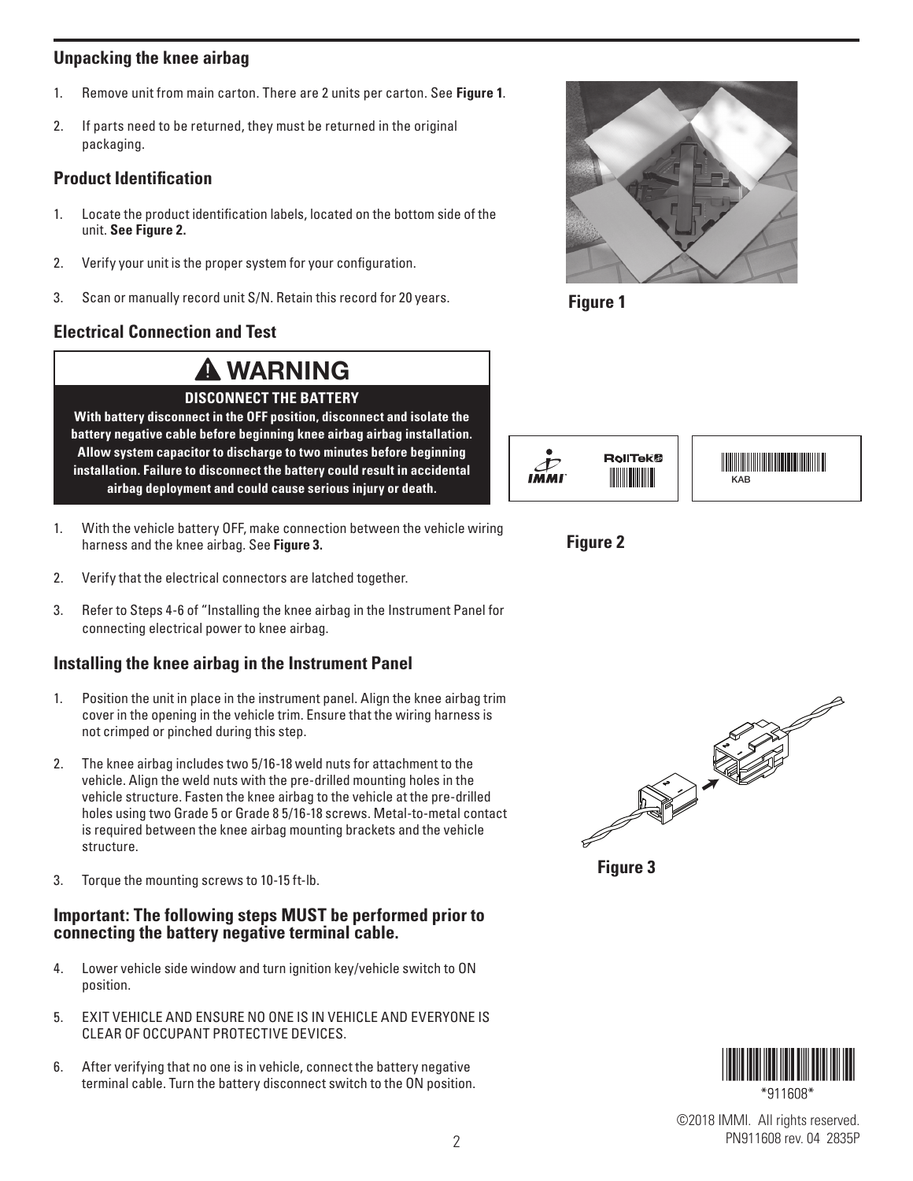## Unpacking the knee airbag

1. Remove unit from main carton. There are 2 units per carton. See **Figure 1**.
2. If parts need to be returned, they must be returned in the original packaging.

## Product Identification

1. Locate the product identification labels, located on the bottom side of the unit. **See Figure 2.**
2. Verify your unit is the proper system for your configuration.
3. Scan or manually record unit S/N. Retain this record for 20 years.

## Electrical Connection and Test

**⚠ WARNING**

**DISCONNECT THE BATTERY**

**With battery disconnect in the OFF position, disconnect and isolate the battery negative cable before beginning knee airbag airbag installation. Allow system capacitor to discharge to two minutes before beginning installation. Failure to disconnect the battery could result in accidental airbag deployment and could cause serious injury or death.**

1. With the vehicle battery OFF, make connection between the vehicle wiring harness and the knee airbag. See **Figure 3.**
2. Verify that the electrical connectors are latched together.
3. Refer to Steps 4-6 of "Installing the knee airbag in the Instrument Panel for connecting electrical power to knee airbag.

## Installing the knee airbag in the Instrument Panel

1. Position the unit in place in the instrument panel. Align the knee airbag trim cover in the opening in the vehicle trim. Ensure that the wiring harness is not crimped or pinched during this step.
2. The knee airbag includes two 5/16-18 weld nuts for attachment to the vehicle. Align the weld nuts with the pre-drilled mounting holes in the vehicle structure. Fasten the knee airbag to the vehicle at the pre-drilled holes using two Grade 5 or Grade 8 5/16-18 screws. Metal-to-metal contact is required between the knee airbag mounting brackets and the vehicle structure.
3. Torque the mounting screws to 10-15 ft-lb.

### Important: The following steps MUST be performed prior to connecting the battery negative terminal cable.

4. Lower vehicle side window and turn ignition key/vehicle switch to ON position.
5. EXIT VEHICLE AND ENSURE NO ONE IS IN VEHICLE AND EVERYONE IS CLEAR OF OCCUPANT PROTECTIVE DEVICES.
6. After verifying that no one is in vehicle, connect the battery negative terminal cable. Turn the battery disconnect switch to the ON position.

**Figure 1**

IMMI

RollTek

KAB

**Figure 2**

**Figure 3**

*911608*

©2018 IMMI. All rights reserved.
PN911608 rev. 04 2835P